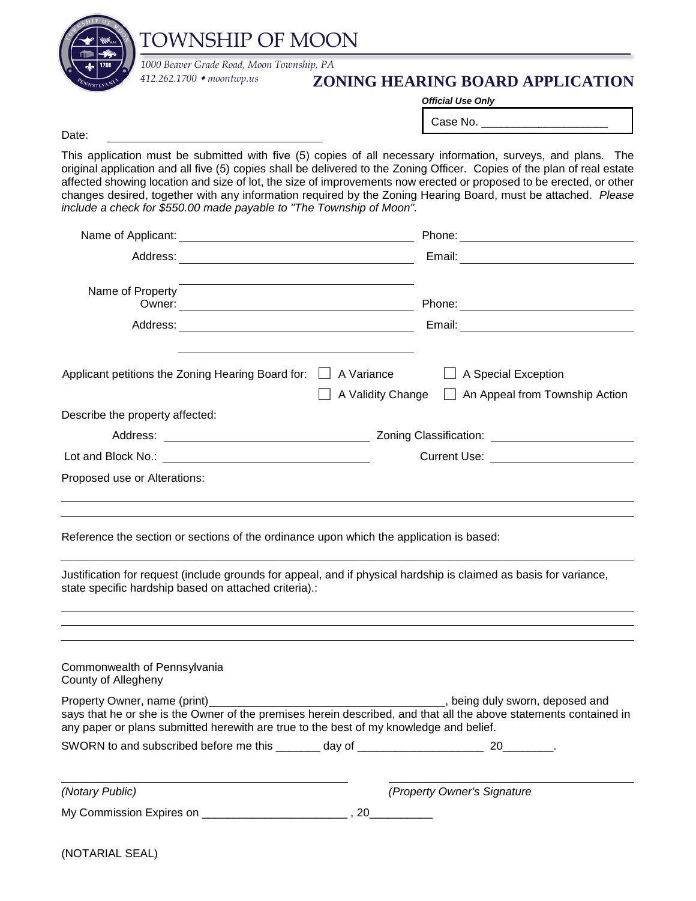# TOWNSHIP OF MOON

*1000 Beaver Grade Road, Moon Township, PA*
*412.262.1700 • moontwp.us*

## ZONING HEARING BOARD APPLICATION

***Official Use Only***

Case No. ___________________

Date: ______________________________

This application must be submitted with five (5) copies of all necessary information, surveys, and plans. The original application and all five (5) copies shall be delivered to the Zoning Officer. Copies of the plan of real estate affected showing location and size of lot, the size of improvements now erected or proposed to be erected, or other changes desired, together with any information required by the Zoning Hearing Board, must be attached. *Please include a check for $550.00 made payable to "The Township of Moon".*

Name of Applicant: ______________________________ Phone: ______________________

Address: ______________________________ Email: ______________________

______________________________

Name of Property Owner: ______________________________ Phone: ______________________

Address: ______________________________ Email: ______________________

______________________________

Applicant petitions the Zoning Hearing Board for: ☐ A Variance ☐ A Special Exception ☐ A Validity Change ☐ An Appeal from Township Action

Describe the property affected:

Address: ______________________________ Zoning Classification: ______________________

Lot and Block No.: ______________________________ Current Use: ______________________

Proposed use or Alterations:

______________________________________________________________________

______________________________________________________________________

Reference the section or sections of the ordinance upon which the application is based:

______________________________________________________________________

Justification for request (include grounds for appeal, and if physical hardship is claimed as basis for variance, state specific hardship based on attached criteria).:

______________________________________________________________________

______________________________________________________________________

______________________________________________________________________

Commonwealth of Pennsylvania
County of Allegheny

Property Owner, name (print)______________________________________, being duly sworn, deposed and says that he or she is the Owner of the premises herein described, and that all the above statements contained in any paper or plans submitted herewith are true to the best of my knowledge and belief.

SWORN to and subscribed before me this _______ day of ____________________ 20________.

______________________________ ______________________________
*(Notary Public)* *(Property Owner's Signature)*

My Commission Expires on ______________________ , 20__________

(NOTARIAL SEAL)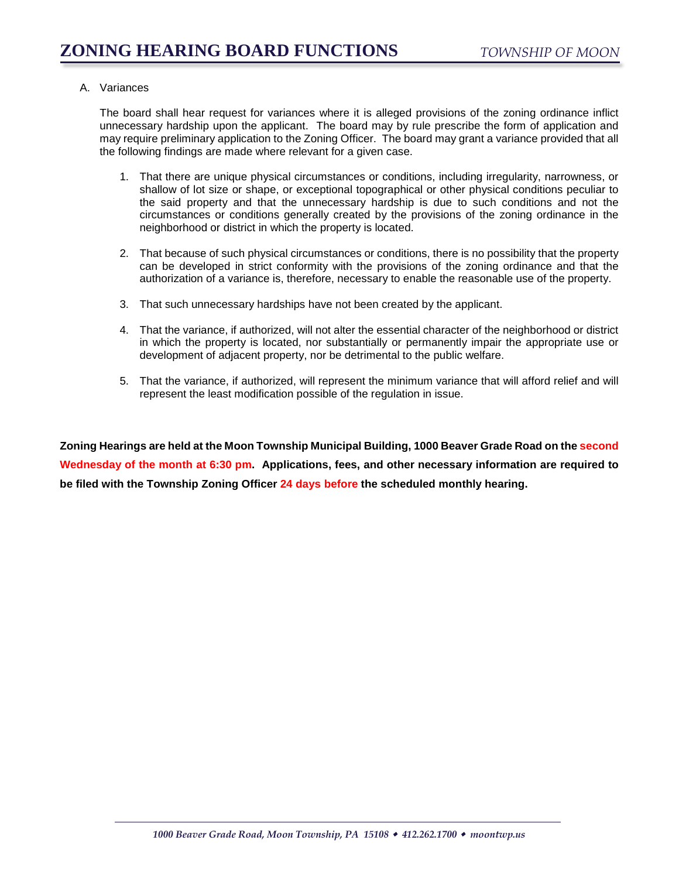A. Variances

The board shall hear request for variances where it is alleged provisions of the zoning ordinance inflict unnecessary hardship upon the applicant. The board may by rule prescribe the form of application and may require preliminary application to the Zoning Officer. The board may grant a variance provided that all the following findings are made where relevant for a given case.

1. That there are unique physical circumstances or conditions, including irregularity, narrowness, or shallow of lot size or shape, or exceptional topographical or other physical conditions peculiar to the said property and that the unnecessary hardship is due to such conditions and not the circumstances or conditions generally created by the provisions of the zoning ordinance in the neighborhood or district in which the property is located.

2. That because of such physical circumstances or conditions, there is no possibility that the property can be developed in strict conformity with the provisions of the zoning ordinance and that the authorization of a variance is, therefore, necessary to enable the reasonable use of the property.

3. That such unnecessary hardships have not been created by the applicant.

4. That the variance, if authorized, will not alter the essential character of the neighborhood or district in which the property is located, nor substantially or permanently impair the appropriate use or development of adjacent property, nor be detrimental to the public welfare.

5. That the variance, if authorized, will represent the minimum variance that will afford relief and will represent the least modification possible of the regulation in issue.

**Zoning Hearings are held at the Moon Township Municipal Building, 1000 Beaver Grade Road on the second Wednesday of the month at 6:30 pm. Applications, fees, and other necessary information are required to be filed with the Township Zoning Officer 24 days before the scheduled monthly hearing.**